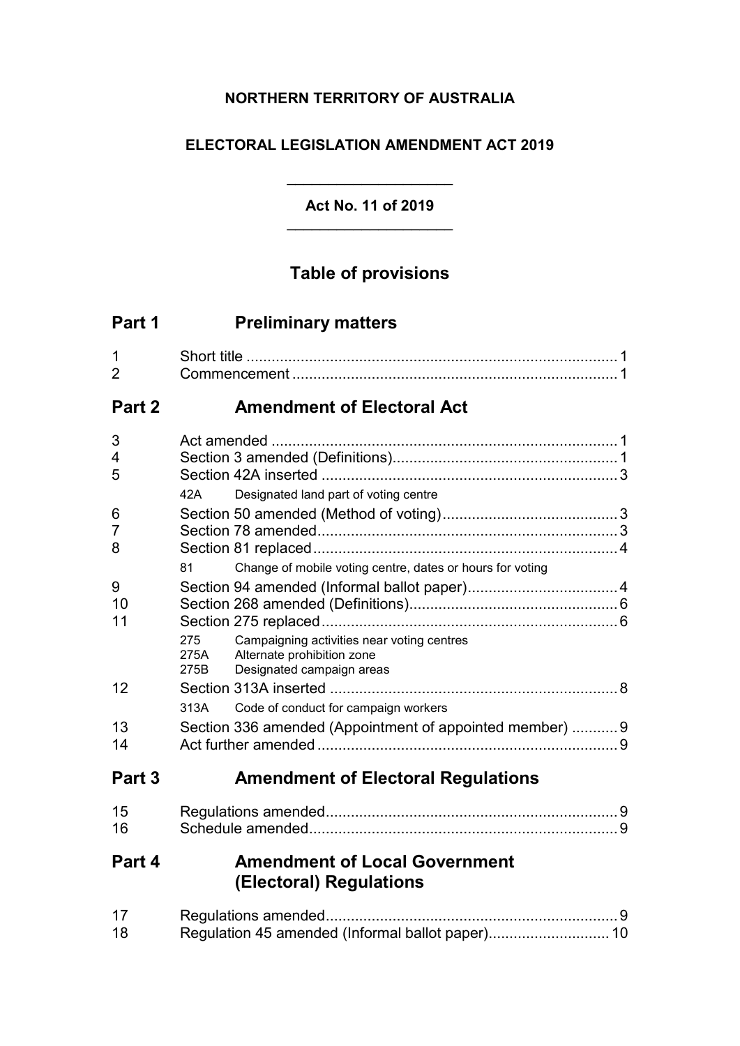**NORTHERN TERRITORY OF AUSTRALIA**

**ELECTORAL LEGISLATION AMENDMENT ACT 2019**

**Act No. 11 of 2019**

## Table of provisions

### Part 1 Preliminary matters

1 Short title ..... 1
2 Commencement ..... 1

### Part 2 Amendment of Electoral Act

3 Act amended ..... 1
4 Section 3 amended (Definitions) ..... 1
5 Section 42A inserted ..... 3
  42A Designated land part of voting centre
6 Section 50 amended (Method of voting) ..... 3
7 Section 78 amended ..... 3
8 Section 81 replaced ..... 4
  81 Change of mobile voting centre, dates or hours for voting
9 Section 94 amended (Informal ballot paper) ..... 4
10 Section 268 amended (Definitions) ..... 6
11 Section 275 replaced ..... 6
  275 Campaigning activities near voting centres
  275A Alternate prohibition zone
  275B Designated campaign areas
12 Section 313A inserted ..... 8
  313A Code of conduct for campaign workers
13 Section 336 amended (Appointment of appointed member) ..... 9
14 Act further amended ..... 9

### Part 3 Amendment of Electoral Regulations

15 Regulations amended ..... 9
16 Schedule amended ..... 9

### Part 4 Amendment of Local Government (Electoral) Regulations

17 Regulations amended ..... 9
18 Regulation 45 amended (Informal ballot paper) ..... 10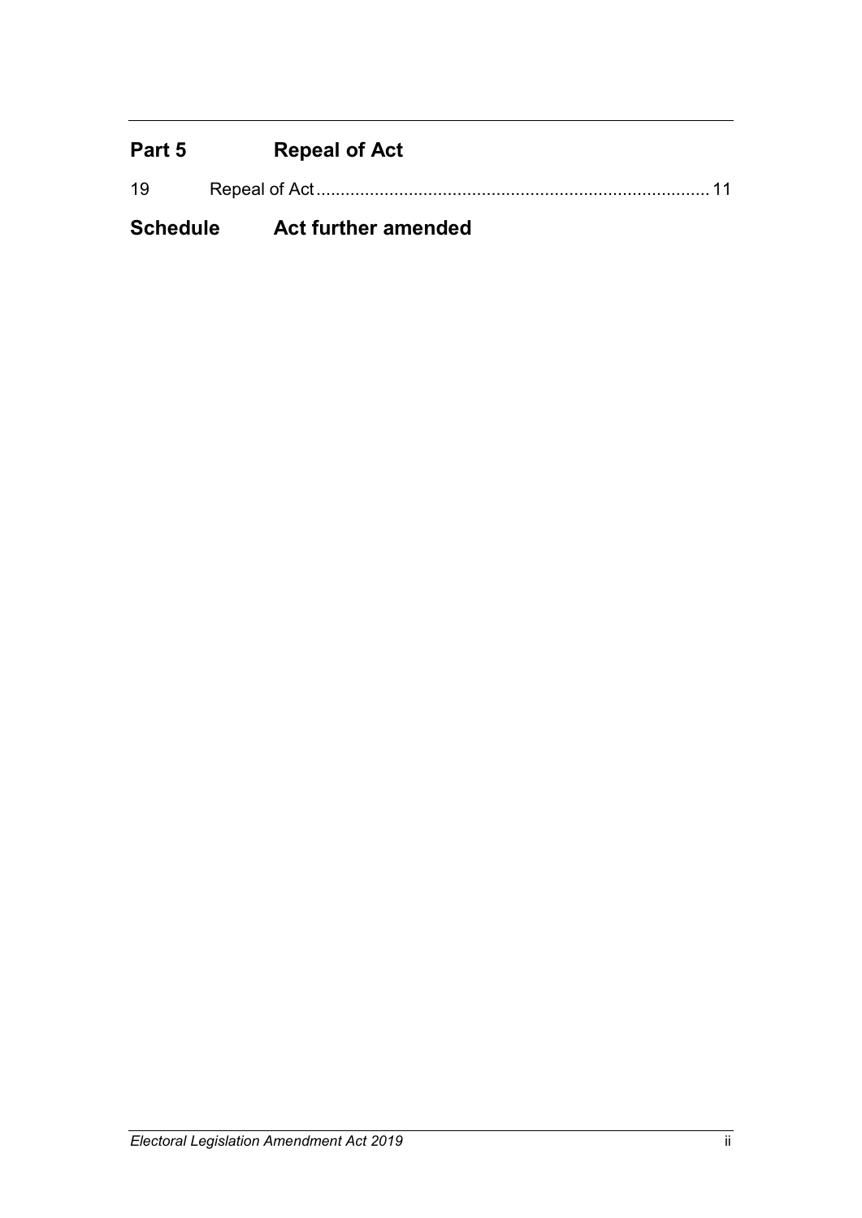## Part 5 Repeal of Act

19 Repeal of Act ................................................................................ 11

## Schedule Act further amended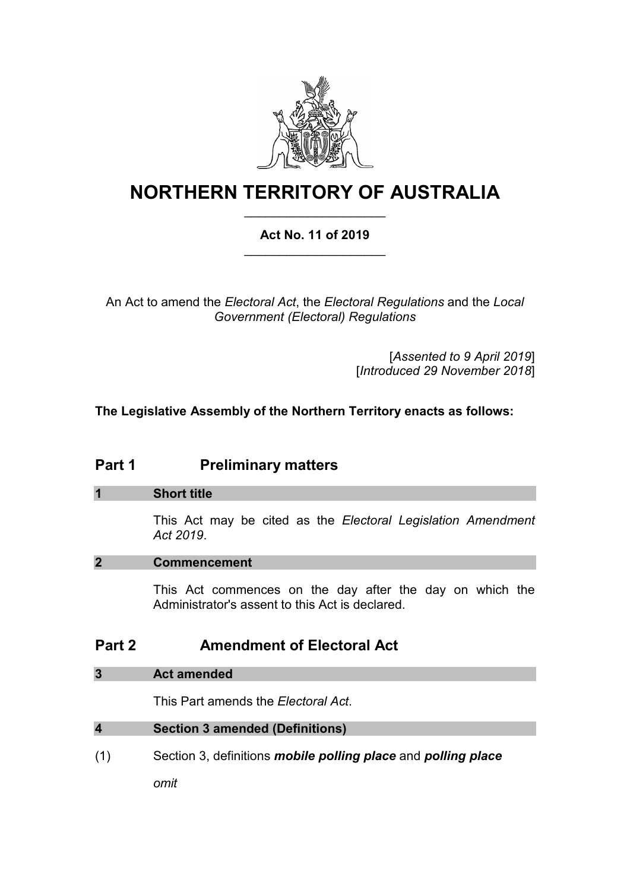# NORTHERN TERRITORY OF AUSTRALIA

**Act No. 11 of 2019**

An Act to amend the *Electoral Act*, the *Electoral Regulations* and the *Local Government (Electoral) Regulations*

[*Assented to 9 April 2019*]
[*Introduced 29 November 2018*]

**The Legislative Assembly of the Northern Territory enacts as follows:**

## Part 1 Preliminary matters

### 1 Short title

This Act may be cited as the *Electoral Legislation Amendment Act 2019*.

### 2 Commencement

This Act commences on the day after the day on which the Administrator's assent to this Act is declared.

## Part 2 Amendment of Electoral Act

### 3 Act amended

This Part amends the *Electoral Act*.

### 4 Section 3 amended (Definitions)

(1) Section 3, definitions ***mobile polling place*** and ***polling place***

*omit*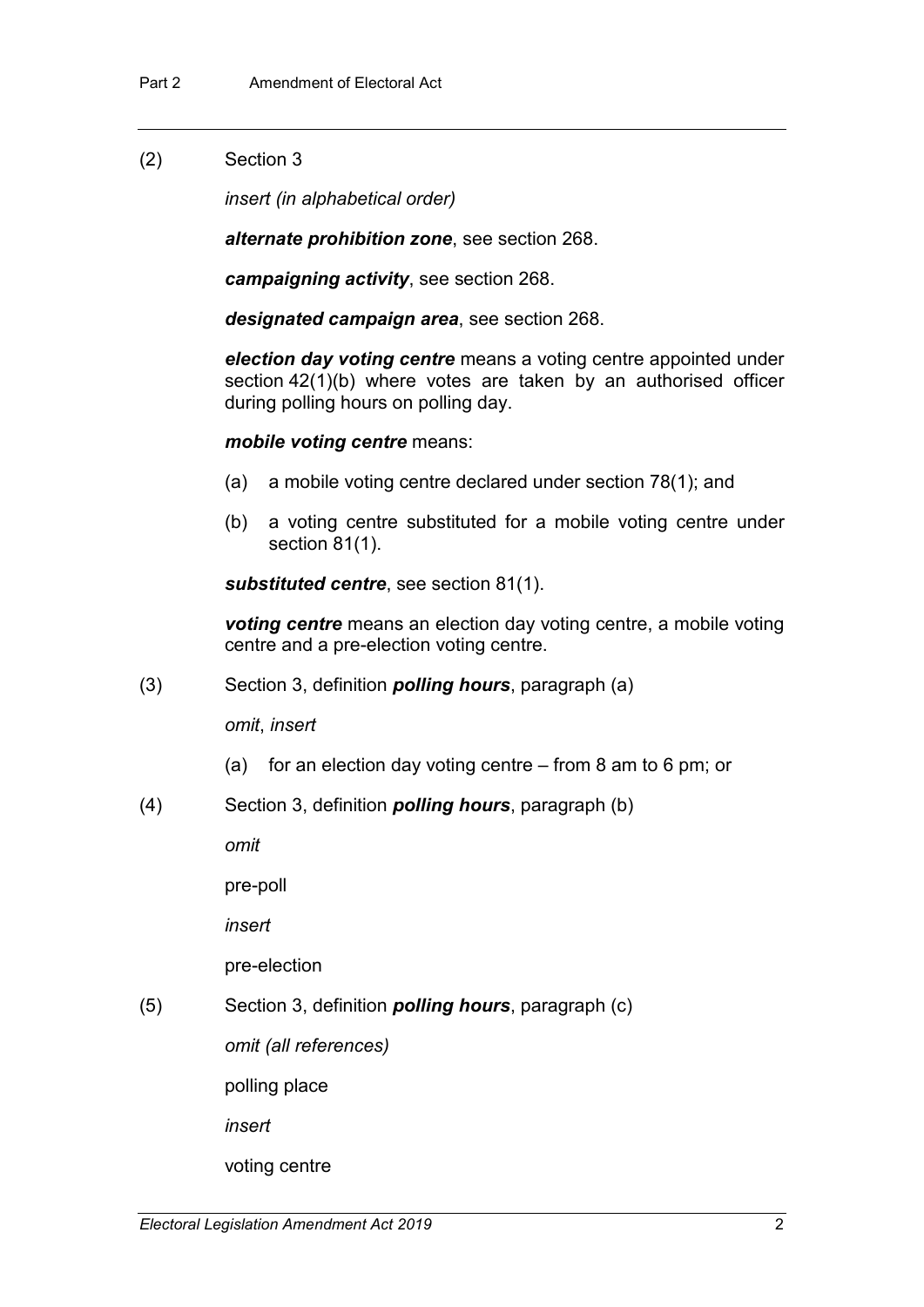(2) Section 3

*insert (in alphabetical order)*

***alternate prohibition zone***, see section 268.

***campaigning activity***, see section 268.

***designated campaign area***, see section 268.

***election day voting centre*** means a voting centre appointed under section 42(1)(b) where votes are taken by an authorised officer during polling hours on polling day.

***mobile voting centre*** means:

(a) a mobile voting centre declared under section 78(1); and

(b) a voting centre substituted for a mobile voting centre under section 81(1).

***substituted centre***, see section 81(1).

***voting centre*** means an election day voting centre, a mobile voting centre and a pre-election voting centre.

(3) Section 3, definition ***polling hours***, paragraph (a)

*omit*, *insert*

(a) for an election day voting centre – from 8 am to 6 pm; or

(4) Section 3, definition ***polling hours***, paragraph (b)

*omit*

pre-poll

*insert*

pre-election

(5) Section 3, definition ***polling hours***, paragraph (c)

*omit (all references)*

polling place

*insert*

voting centre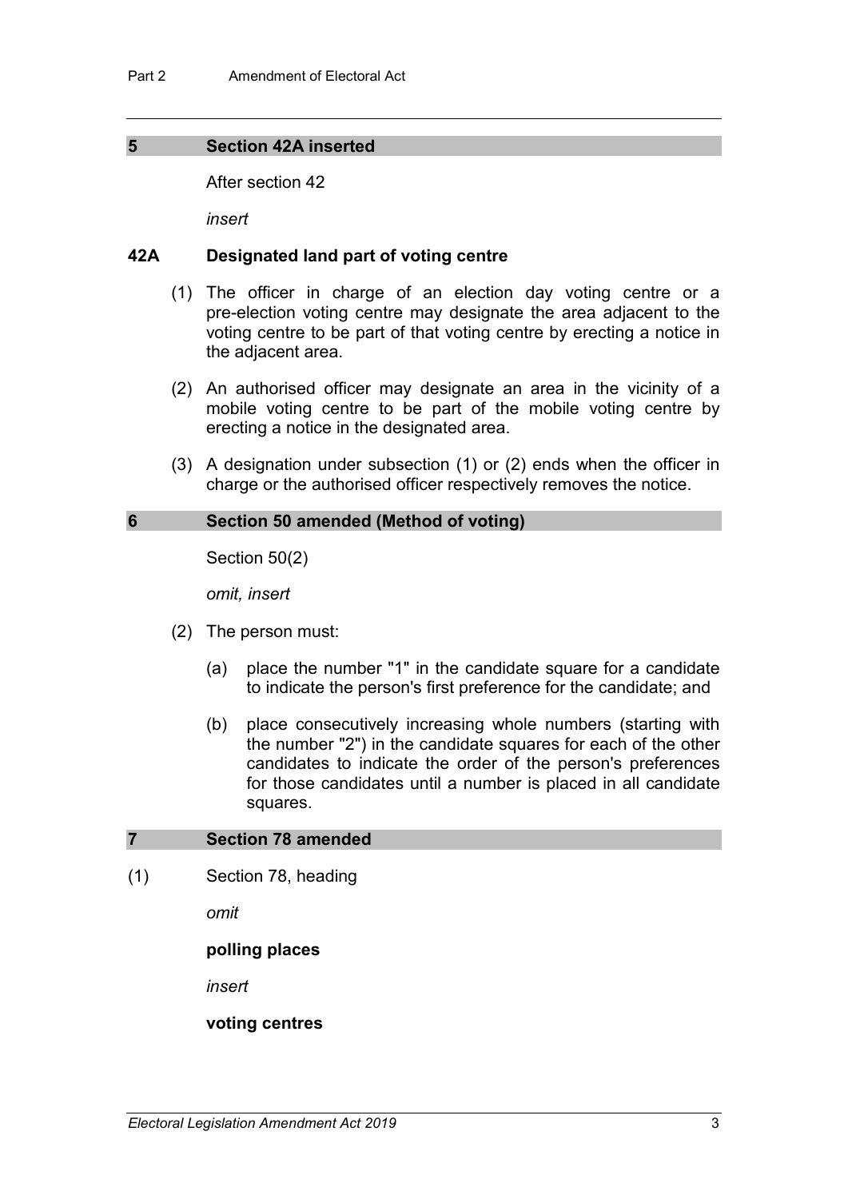## 5 Section 42A inserted

After section 42

*insert*

### 42A Designated land part of voting centre

(1) The officer in charge of an election day voting centre or a pre-election voting centre may designate the area adjacent to the voting centre to be part of that voting centre by erecting a notice in the adjacent area.

(2) An authorised officer may designate an area in the vicinity of a mobile voting centre to be part of the mobile voting centre by erecting a notice in the designated area.

(3) A designation under subsection (1) or (2) ends when the officer in charge or the authorised officer respectively removes the notice.

## 6 Section 50 amended (Method of voting)

Section 50(2)

*omit, insert*

(2) The person must:

(a) place the number "1" in the candidate square for a candidate to indicate the person's first preference for the candidate; and

(b) place consecutively increasing whole numbers (starting with the number "2") in the candidate squares for each of the other candidates to indicate the order of the person's preferences for those candidates until a number is placed in all candidate squares.

## 7 Section 78 amended

(1) Section 78, heading

*omit*

**polling places**

*insert*

**voting centres**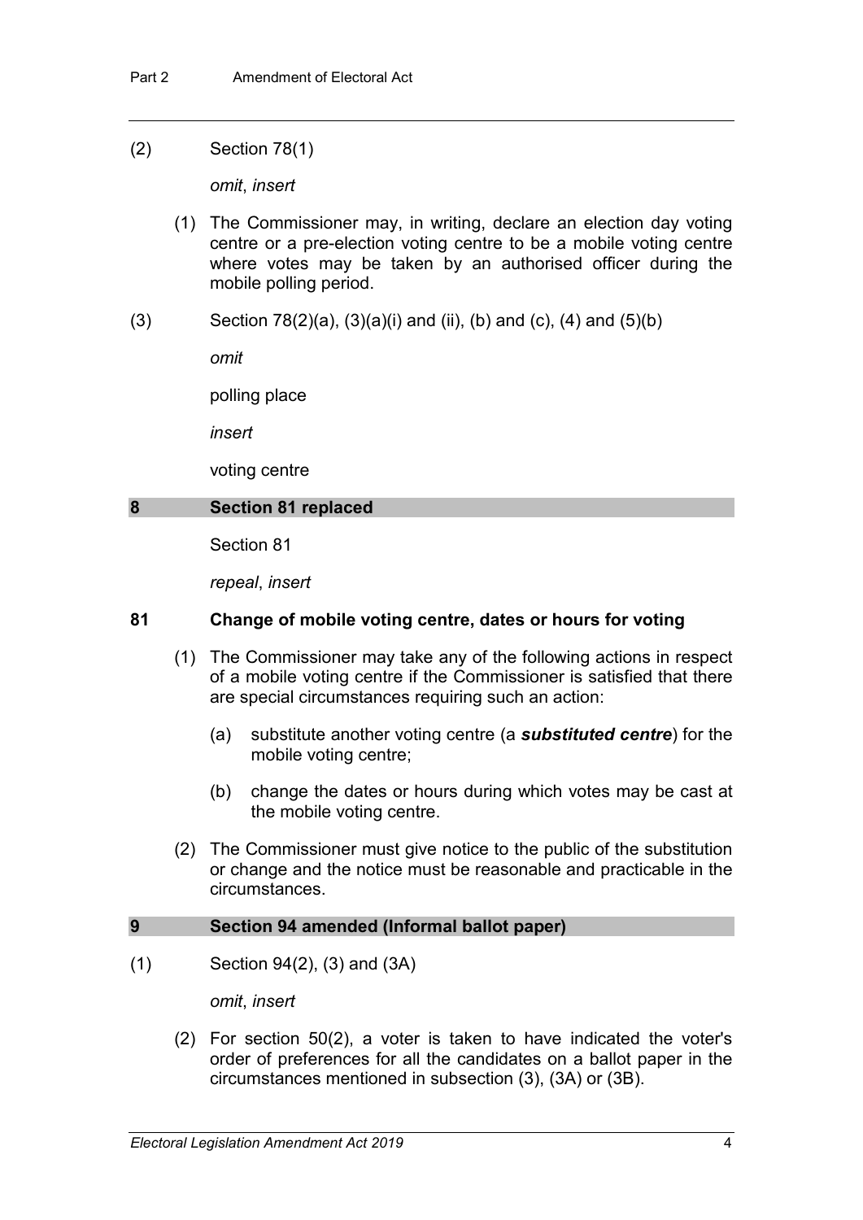(2) Section 78(1)

*omit*, *insert*

(1) The Commissioner may, in writing, declare an election day voting centre or a pre-election voting centre to be a mobile voting centre where votes may be taken by an authorised officer during the mobile polling period.

(3) Section 78(2)(a), (3)(a)(i) and (ii), (b) and (c), (4) and (5)(b)

*omit*

polling place

*insert*

voting centre

## 8 Section 81 replaced

Section 81

*repeal*, *insert*

### 81 Change of mobile voting centre, dates or hours for voting

(1) The Commissioner may take any of the following actions in respect of a mobile voting centre if the Commissioner is satisfied that there are special circumstances requiring such an action:

(a) substitute another voting centre (a ***substituted centre***) for the mobile voting centre;

(b) change the dates or hours during which votes may be cast at the mobile voting centre.

(2) The Commissioner must give notice to the public of the substitution or change and the notice must be reasonable and practicable in the circumstances.

## 9 Section 94 amended (Informal ballot paper)

(1) Section 94(2), (3) and (3A)

*omit*, *insert*

(2) For section 50(2), a voter is taken to have indicated the voter's order of preferences for all the candidates on a ballot paper in the circumstances mentioned in subsection (3), (3A) or (3B).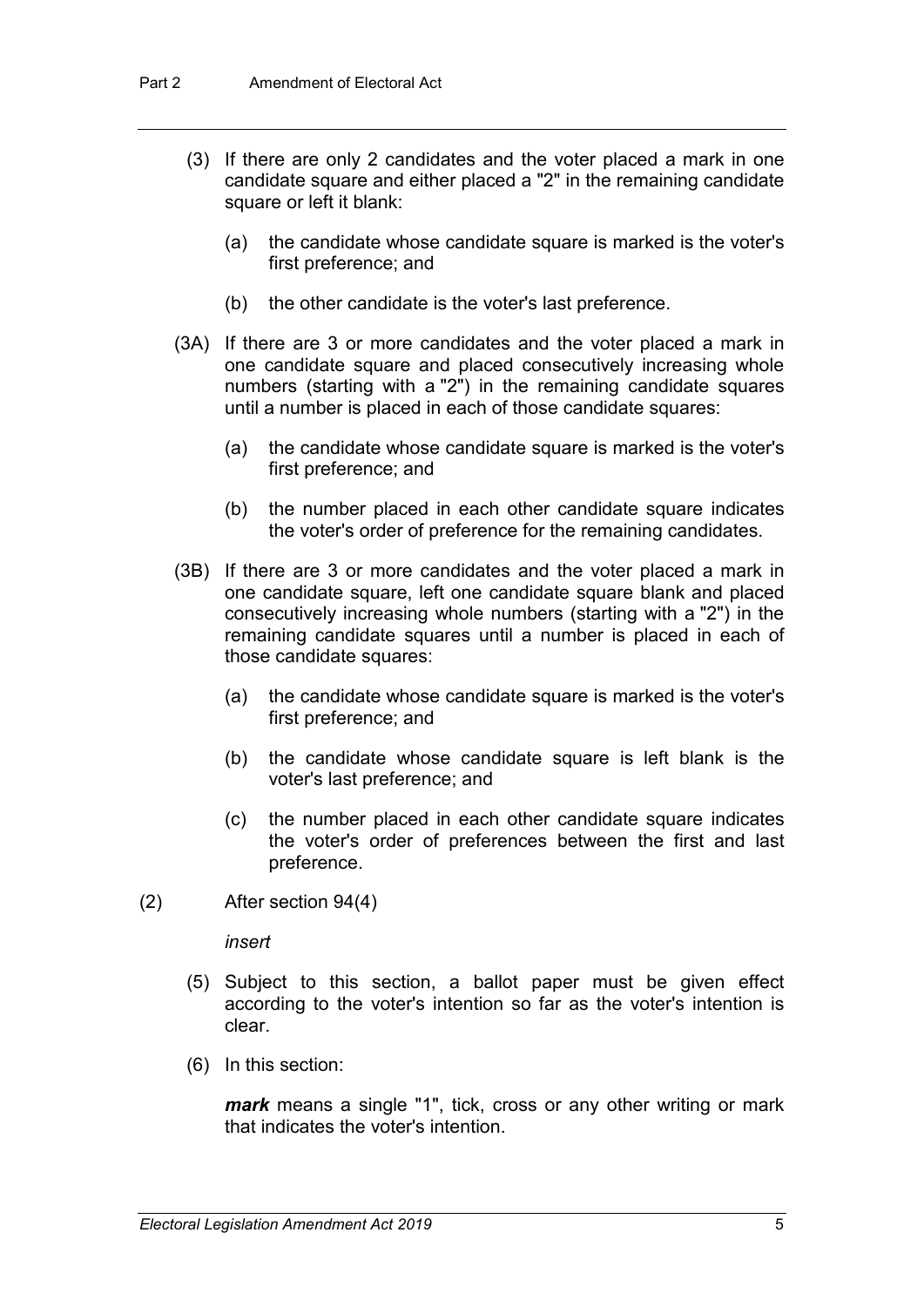(3) If there are only 2 candidates and the voter placed a mark in one candidate square and either placed a "2" in the remaining candidate square or left it blank:

(a) the candidate whose candidate square is marked is the voter's first preference; and

(b) the other candidate is the voter's last preference.

(3A) If there are 3 or more candidates and the voter placed a mark in one candidate square and placed consecutively increasing whole numbers (starting with a "2") in the remaining candidate squares until a number is placed in each of those candidate squares:

(a) the candidate whose candidate square is marked is the voter's first preference; and

(b) the number placed in each other candidate square indicates the voter's order of preference for the remaining candidates.

(3B) If there are 3 or more candidates and the voter placed a mark in one candidate square, left one candidate square blank and placed consecutively increasing whole numbers (starting with a "2") in the remaining candidate squares until a number is placed in each of those candidate squares:

(a) the candidate whose candidate square is marked is the voter's first preference; and

(b) the candidate whose candidate square is left blank is the voter's last preference; and

(c) the number placed in each other candidate square indicates the voter's order of preferences between the first and last preference.

(2) After section 94(4)

*insert*

(5) Subject to this section, a ballot paper must be given effect according to the voter's intention so far as the voter's intention is clear.

(6) In this section:

***mark*** means a single "1", tick, cross or any other writing or mark that indicates the voter's intention.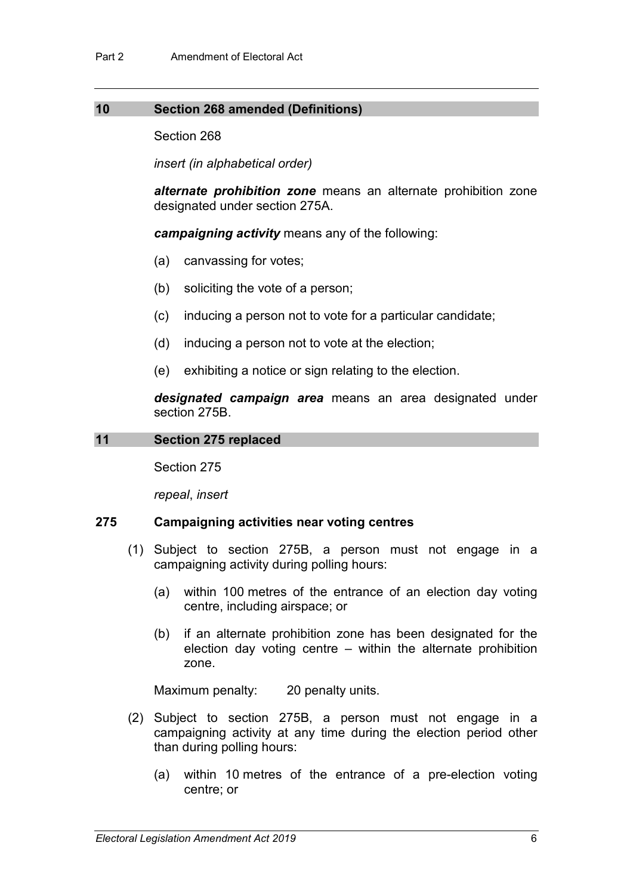## 10 Section 268 amended (Definitions)

Section 268

*insert (in alphabetical order)*

***alternate prohibition zone*** means an alternate prohibition zone designated under section 275A.

***campaigning activity*** means any of the following:

(a) canvassing for votes;

(b) soliciting the vote of a person;

(c) inducing a person not to vote for a particular candidate;

(d) inducing a person not to vote at the election;

(e) exhibiting a notice or sign relating to the election.

***designated campaign area*** means an area designated under section 275B.

## 11 Section 275 replaced

Section 275

*repeal*, *insert*

### 275 Campaigning activities near voting centres

(1) Subject to section 275B, a person must not engage in a campaigning activity during polling hours:

(a) within 100 metres of the entrance of an election day voting centre, including airspace; or

(b) if an alternate prohibition zone has been designated for the election day voting centre – within the alternate prohibition zone.

Maximum penalty: 20 penalty units.

(2) Subject to section 275B, a person must not engage in a campaigning activity at any time during the election period other than during polling hours:

(a) within 10 metres of the entrance of a pre-election voting centre; or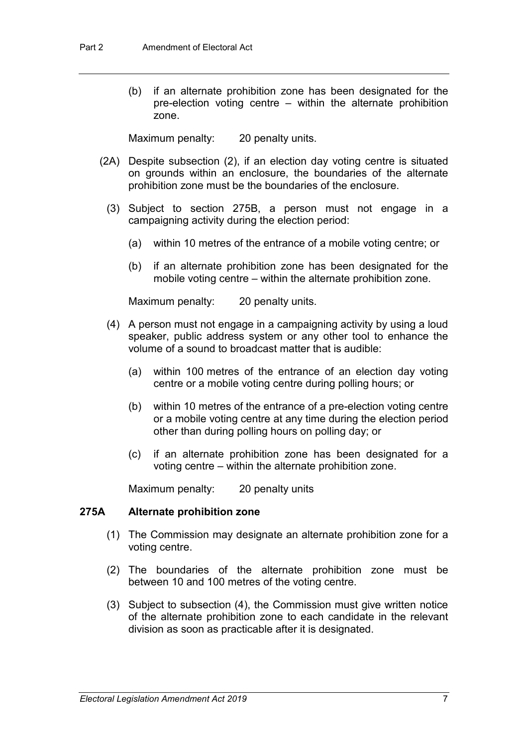(b) if an alternate prohibition zone has been designated for the pre-election voting centre – within the alternate prohibition zone.

Maximum penalty: 20 penalty units.

(2A) Despite subsection (2), if an election day voting centre is situated on grounds within an enclosure, the boundaries of the alternate prohibition zone must be the boundaries of the enclosure.

(3) Subject to section 275B, a person must not engage in a campaigning activity during the election period:

(a) within 10 metres of the entrance of a mobile voting centre; or

(b) if an alternate prohibition zone has been designated for the mobile voting centre – within the alternate prohibition zone.

Maximum penalty: 20 penalty units.

(4) A person must not engage in a campaigning activity by using a loud speaker, public address system or any other tool to enhance the volume of a sound to broadcast matter that is audible:

(a) within 100 metres of the entrance of an election day voting centre or a mobile voting centre during polling hours; or

(b) within 10 metres of the entrance of a pre-election voting centre or a mobile voting centre at any time during the election period other than during polling hours on polling day; or

(c) if an alternate prohibition zone has been designated for a voting centre – within the alternate prohibition zone.

Maximum penalty: 20 penalty units

### 275A Alternate prohibition zone

(1) The Commission may designate an alternate prohibition zone for a voting centre.

(2) The boundaries of the alternate prohibition zone must be between 10 and 100 metres of the voting centre.

(3) Subject to subsection (4), the Commission must give written notice of the alternate prohibition zone to each candidate in the relevant division as soon as practicable after it is designated.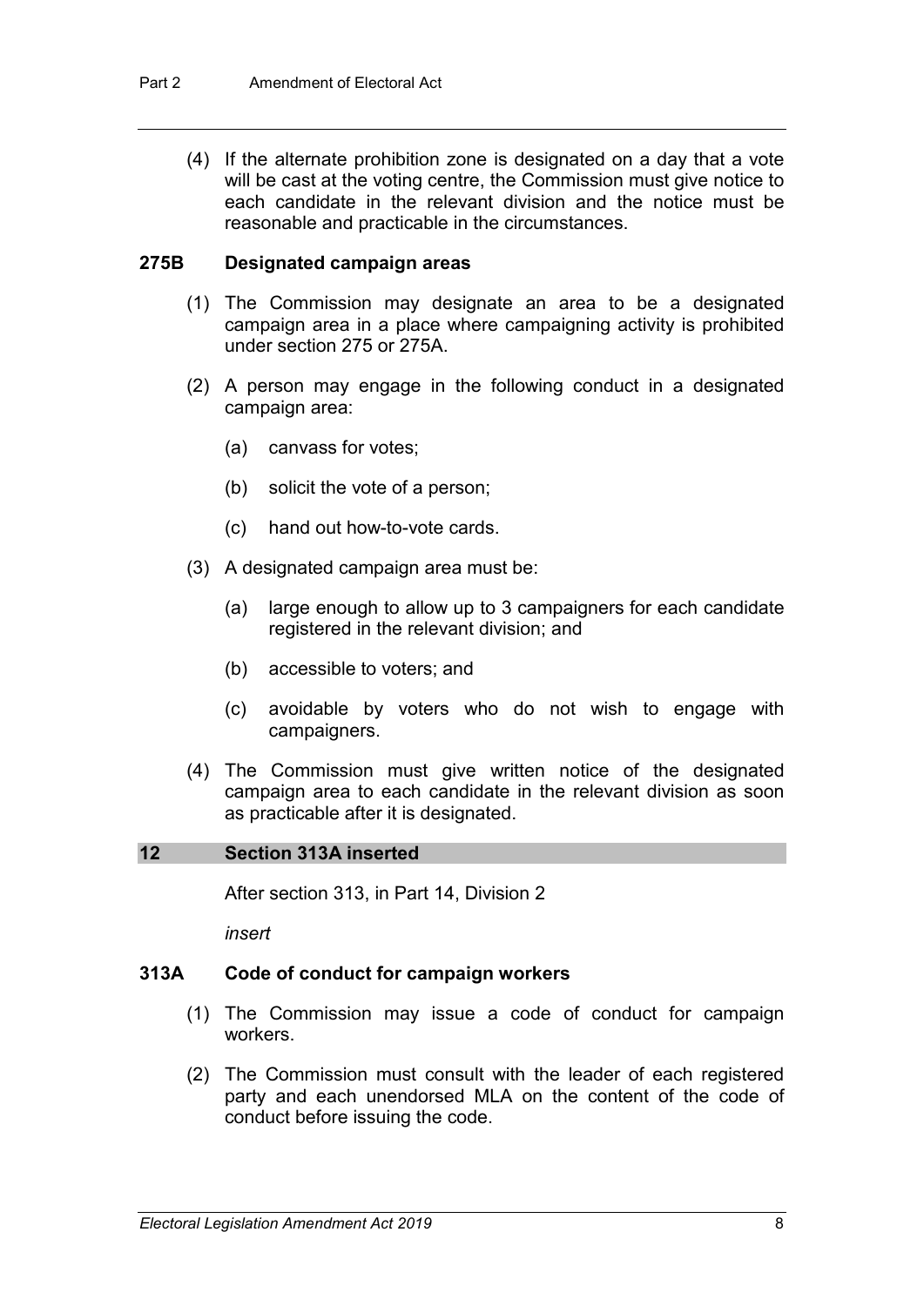(4) If the alternate prohibition zone is designated on a day that a vote will be cast at the voting centre, the Commission must give notice to each candidate in the relevant division and the notice must be reasonable and practicable in the circumstances.

### 275B Designated campaign areas

(1) The Commission may designate an area to be a designated campaign area in a place where campaigning activity is prohibited under section 275 or 275A.

(2) A person may engage in the following conduct in a designated campaign area:

(a) canvass for votes;

(b) solicit the vote of a person;

(c) hand out how-to-vote cards.

(3) A designated campaign area must be:

(a) large enough to allow up to 3 campaigners for each candidate registered in the relevant division; and

(b) accessible to voters; and

(c) avoidable by voters who do not wish to engage with campaigners.

(4) The Commission must give written notice of the designated campaign area to each candidate in the relevant division as soon as practicable after it is designated.

## 12 Section 313A inserted

After section 313, in Part 14, Division 2

*insert*

### 313A Code of conduct for campaign workers

(1) The Commission may issue a code of conduct for campaign workers.

(2) The Commission must consult with the leader of each registered party and each unendorsed MLA on the content of the code of conduct before issuing the code.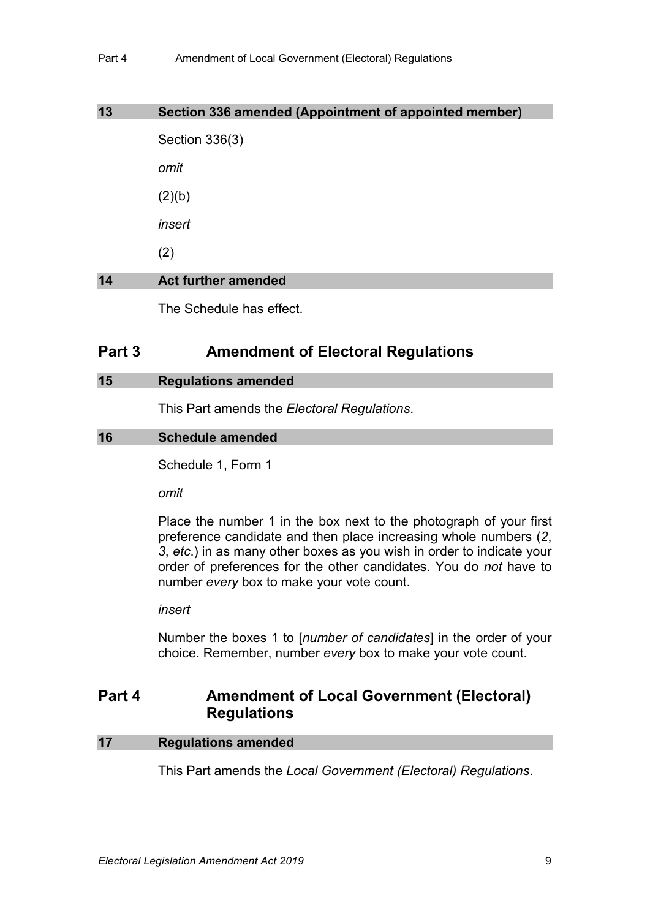### 13 Section 336 amended (Appointment of appointed member)

Section 336(3)

*omit*

(2)(b)

*insert*

(2)

### 14 Act further amended

The Schedule has effect.

## Part 3 Amendment of Electoral Regulations

### 15 Regulations amended

This Part amends the *Electoral Regulations*.

### 16 Schedule amended

Schedule 1, Form 1

*omit*

Place the number 1 in the box next to the photograph of your first preference candidate and then place increasing whole numbers (*2*, *3*, *etc*.) in as many other boxes as you wish in order to indicate your order of preferences for the other candidates. You do *not* have to number *every* box to make your vote count.

*insert*

Number the boxes 1 to [*number of candidates*] in the order of your choice. Remember, number *every* box to make your vote count.

## Part 4 Amendment of Local Government (Electoral) Regulations

### 17 Regulations amended

This Part amends the *Local Government (Electoral) Regulations*.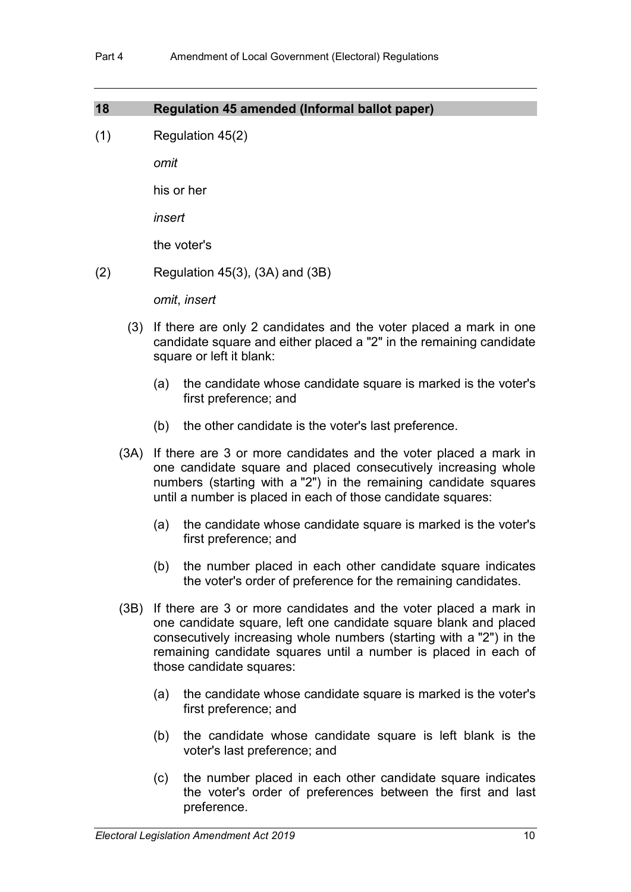### 18 Regulation 45 amended (Informal ballot paper)

(1) Regulation 45(2)

*omit*

his or her

*insert*

the voter's

(2) Regulation 45(3), (3A) and (3B)

*omit*, *insert*

(3) If there are only 2 candidates and the voter placed a mark in one candidate square and either placed a "2" in the remaining candidate square or left it blank:

(a) the candidate whose candidate square is marked is the voter's first preference; and

(b) the other candidate is the voter's last preference.

(3A) If there are 3 or more candidates and the voter placed a mark in one candidate square and placed consecutively increasing whole numbers (starting with a "2") in the remaining candidate squares until a number is placed in each of those candidate squares:

(a) the candidate whose candidate square is marked is the voter's first preference; and

(b) the number placed in each other candidate square indicates the voter's order of preference for the remaining candidates.

(3B) If there are 3 or more candidates and the voter placed a mark in one candidate square, left one candidate square blank and placed consecutively increasing whole numbers (starting with a "2") in the remaining candidate squares until a number is placed in each of those candidate squares:

(a) the candidate whose candidate square is marked is the voter's first preference; and

(b) the candidate whose candidate square is left blank is the voter's last preference; and

(c) the number placed in each other candidate square indicates the voter's order of preferences between the first and last preference.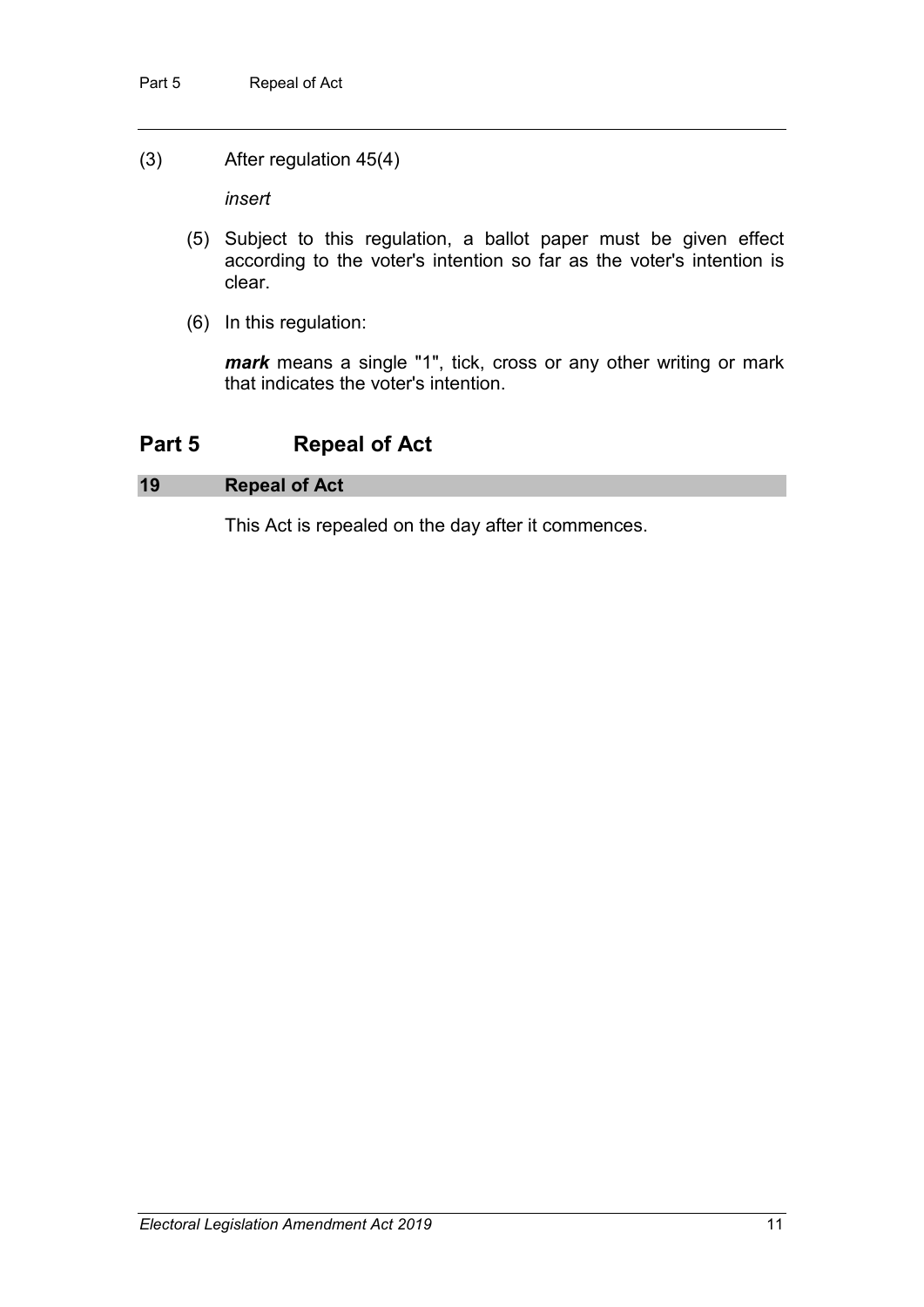(3) After regulation 45(4)

*insert*

(5) Subject to this regulation, a ballot paper must be given effect according to the voter's intention so far as the voter's intention is clear.

(6) In this regulation:

***mark*** means a single "1", tick, cross or any other writing or mark that indicates the voter's intention.

## Part 5 Repeal of Act

### 19 Repeal of Act

This Act is repealed on the day after it commences.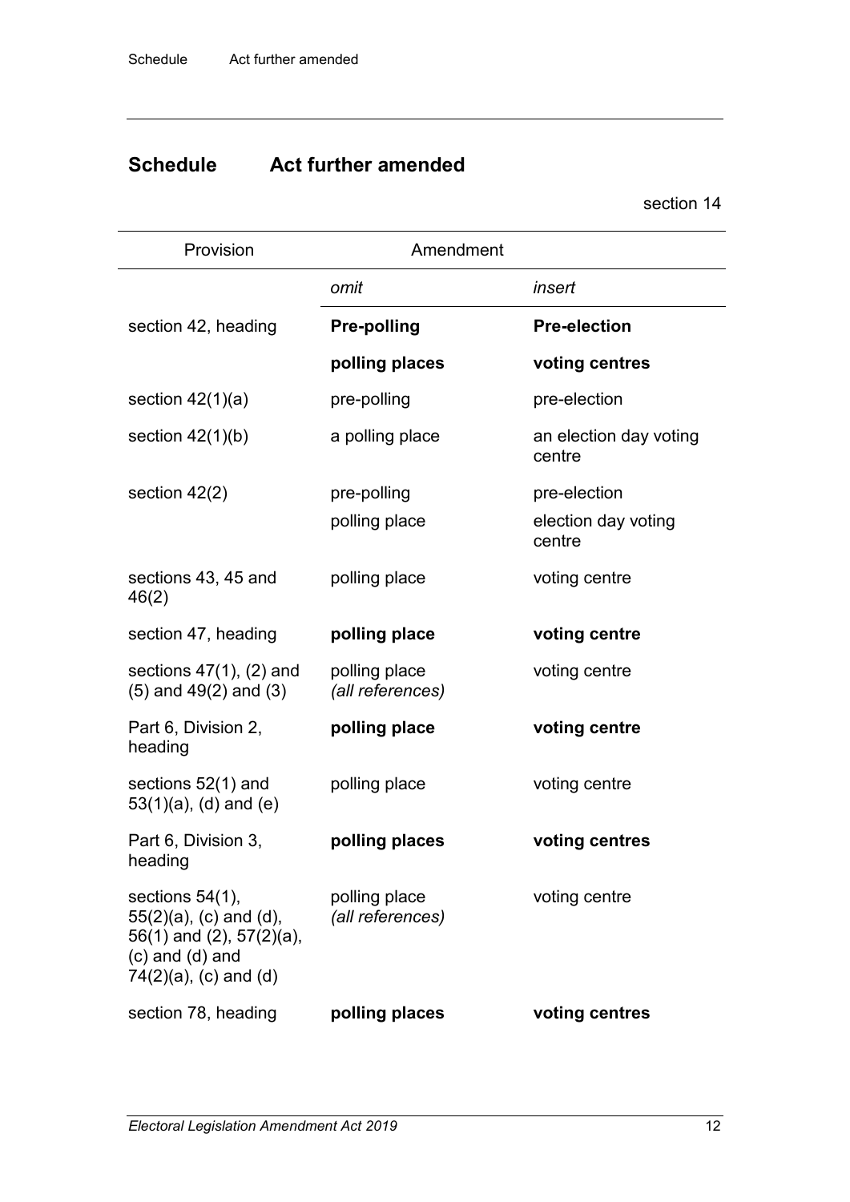## Schedule Act further amended

section 14

| Provision | Amendment | |
|---|---|---|
| | *omit* | *insert* |
| section 42, heading | **Pre-polling** | **Pre-election** |
| | **polling places** | **voting centres** |
| section 42(1)(a) | pre-polling | pre-election |
| section 42(1)(b) | a polling place | an election day voting centre |
| section 42(2) | pre-polling | pre-election |
| | polling place | election day voting centre |
| sections 43, 45 and 46(2) | polling place | voting centre |
| section 47, heading | **polling place** | **voting centre** |
| sections 47(1), (2) and (5) and 49(2) and (3) | polling place *(all references)* | voting centre |
| Part 6, Division 2, heading | **polling place** | **voting centre** |
| sections 52(1) and 53(1)(a), (d) and (e) | polling place | voting centre |
| Part 6, Division 3, heading | **polling places** | **voting centres** |
| sections 54(1), 55(2)(a), (c) and (d), 56(1) and (2), 57(2)(a), (c) and (d) and 74(2)(a), (c) and (d) | polling place *(all references)* | voting centre |
| section 78, heading | **polling places** | **voting centres** |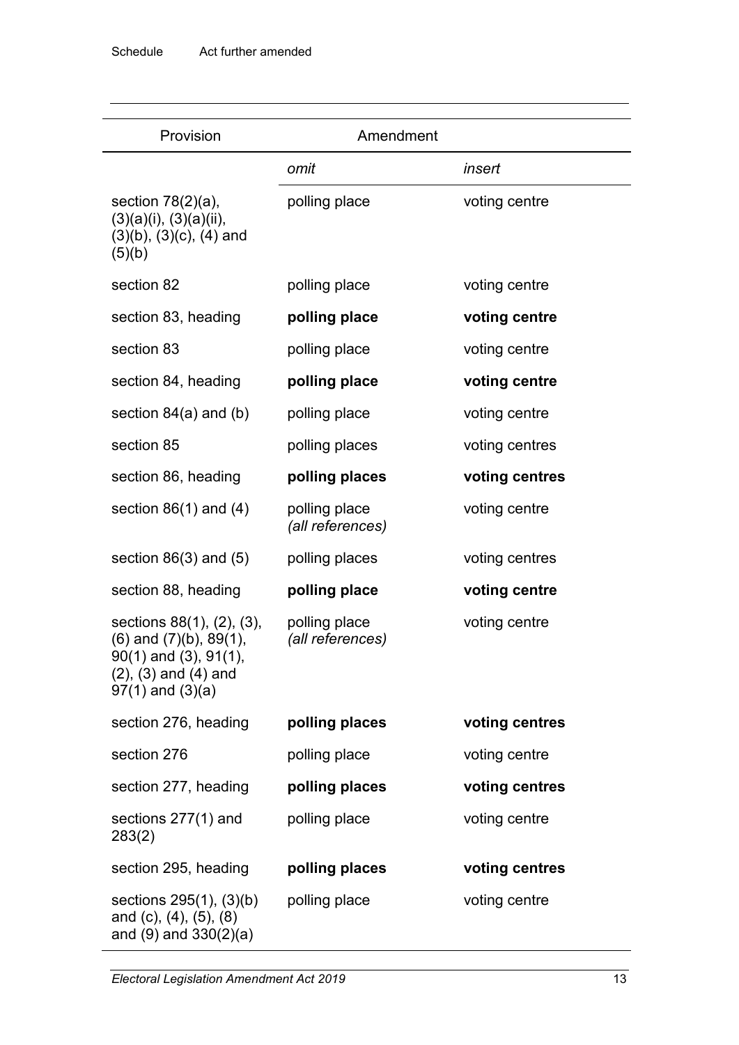| Provision | Amendment | |
|---|---|---|
| | *omit* | *insert* |
| section 78(2)(a), (3)(a)(i), (3)(a)(ii), (3)(b), (3)(c), (4) and (5)(b) | polling place | voting centre |
| section 82 | polling place | voting centre |
| section 83, heading | **polling place** | **voting centre** |
| section 83 | polling place | voting centre |
| section 84, heading | **polling place** | **voting centre** |
| section 84(a) and (b) | polling place | voting centre |
| section 85 | polling places | voting centres |
| section 86, heading | **polling places** | **voting centres** |
| section 86(1) and (4) | polling place *(all references)* | voting centre |
| section 86(3) and (5) | polling places | voting centres |
| section 88, heading | **polling place** | **voting centre** |
| sections 88(1), (2), (3), (6) and (7)(b), 89(1), 90(1) and (3), 91(1), (2), (3) and (4) and 97(1) and (3)(a) | polling place *(all references)* | voting centre |
| section 276, heading | **polling places** | **voting centres** |
| section 276 | polling place | voting centre |
| section 277, heading | **polling places** | **voting centres** |
| sections 277(1) and 283(2) | polling place | voting centre |
| section 295, heading | **polling places** | **voting centres** |
| sections 295(1), (3)(b) and (c), (4), (5), (8) and (9) and 330(2)(a) | polling place | voting centre |